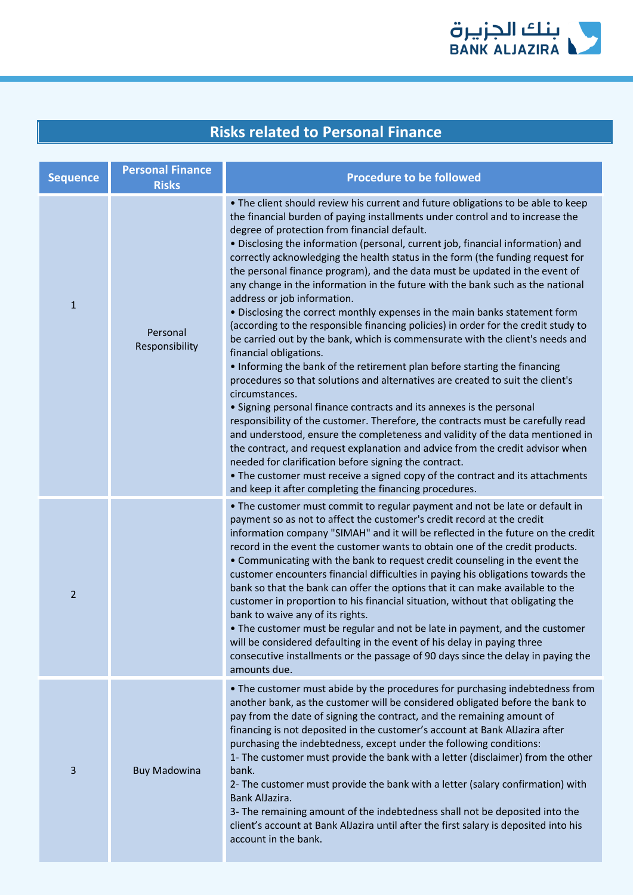## Risks related to Personal Finance

| Sequence | Personal Finance Risks | Procedure to be followed |
|---|---|---|
| 1 | Personal Responsibility | • The client should review his current and future obligations to be able to keep the financial burden of paying installments under control and to increase the degree of protection from financial default.<br>• Disclosing the information (personal, current job, financial information) and correctly acknowledging the health status in the form (the funding request for the personal finance program), and the data must be updated in the event of any change in the information in the future with the bank such as the national address or job information.<br>• Disclosing the correct monthly expenses in the main banks statement form (according to the responsible financing policies) in order for the credit study to be carried out by the bank, which is commensurate with the client's needs and financial obligations.<br>• Informing the bank of the retirement plan before starting the financing procedures so that solutions and alternatives are created to suit the client's circumstances.<br>• Signing personal finance contracts and its annexes is the personal responsibility of the customer. Therefore, the contracts must be carefully read and understood, ensure the completeness and validity of the data mentioned in the contract, and request explanation and advice from the credit advisor when needed for clarification before signing the contract.<br>• The customer must receive a signed copy of the contract and its attachments and keep it after completing the financing procedures. |
| 2 | | • The customer must commit to regular payment and not be late or default in payment so as not to affect the customer's credit record at the credit information company "SIMAH" and it will be reflected in the future on the credit record in the event the customer wants to obtain one of the credit products.<br>• Communicating with the bank to request credit counseling in the event the customer encounters financial difficulties in paying his obligations towards the bank so that the bank can offer the options that it can make available to the customer in proportion to his financial situation, without that obligating the bank to waive any of its rights.<br>• The customer must be regular and not be late in payment, and the customer will be considered defaulting in the event of his delay in paying three consecutive installments or the passage of 90 days since the delay in paying the amounts due. |
| 3 | Buy Madowina | • The customer must abide by the procedures for purchasing indebtedness from another bank, as the customer will be considered obligated before the bank to pay from the date of signing the contract, and the remaining amount of financing is not deposited in the customer's account at Bank AlJazira after purchasing the indebtedness, except under the following conditions:<br>1- The customer must provide the bank with a letter (disclaimer) from the other bank.<br>2- The customer must provide the bank with a letter (salary confirmation) with Bank AlJazira.<br>3- The remaining amount of the indebtedness shall not be deposited into the client's account at Bank AlJazira until after the first salary is deposited into his account in the bank. |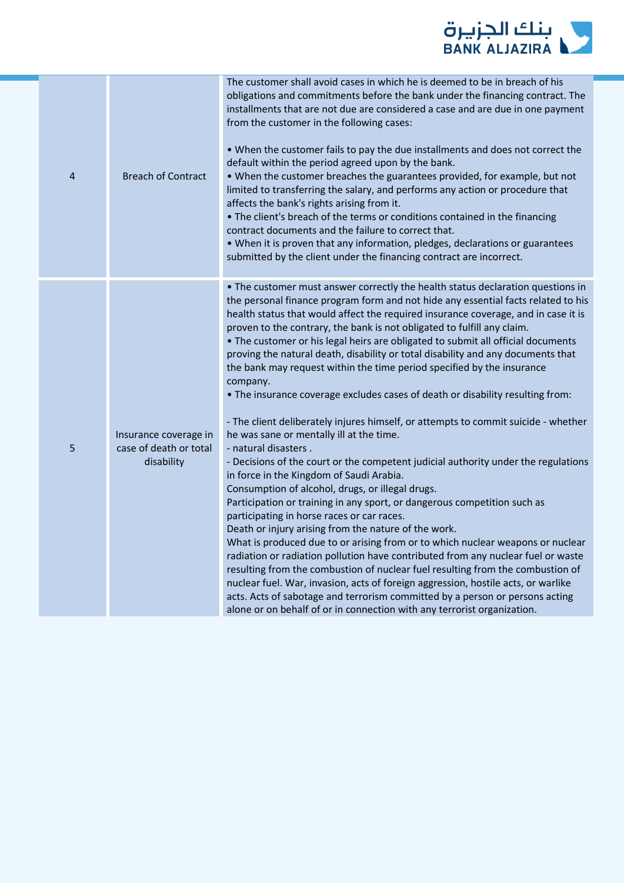| | | |
|---|---|---|
| 4 | Breach of Contract | The customer shall avoid cases in which he is deemed to be in breach of his obligations and commitments before the bank under the financing contract. The installments that are not due are considered a case and are due in one payment from the customer in the following cases:<br><br>• When the customer fails to pay the due installments and does not correct the default within the period agreed upon by the bank.<br>• When the customer breaches the guarantees provided, for example, but not limited to transferring the salary, and performs any action or procedure that affects the bank's rights arising from it.<br>• The client's breach of the terms or conditions contained in the financing contract documents and the failure to correct that.<br>• When it is proven that any information, pledges, declarations or guarantees submitted by the client under the financing contract are incorrect. |
| 5 | Insurance coverage in case of death or total disability | • The customer must answer correctly the health status declaration questions in the personal finance program form and not hide any essential facts related to his health status that would affect the required insurance coverage, and in case it is proven to the contrary, the bank is not obligated to fulfill any claim.<br>• The customer or his legal heirs are obligated to submit all official documents proving the natural death, disability or total disability and any documents that the bank may request within the time period specified by the insurance company.<br>• The insurance coverage excludes cases of death or disability resulting from:<br><br>- The client deliberately injures himself, or attempts to commit suicide - whether he was sane or mentally ill at the time.<br>- natural disasters .<br>- Decisions of the court or the competent judicial authority under the regulations in force in the Kingdom of Saudi Arabia.<br>Consumption of alcohol, drugs, or illegal drugs.<br>Participation or training in any sport, or dangerous competition such as participating in horse races or car races.<br>Death or injury arising from the nature of the work.<br>What is produced due to or arising from or to which nuclear weapons or nuclear radiation or radiation pollution have contributed from any nuclear fuel or waste resulting from the combustion of nuclear fuel resulting from the combustion of nuclear fuel. War, invasion, acts of foreign aggression, hostile acts, or warlike acts. Acts of sabotage and terrorism committed by a person or persons acting alone or on behalf of or in connection with any terrorist organization. |